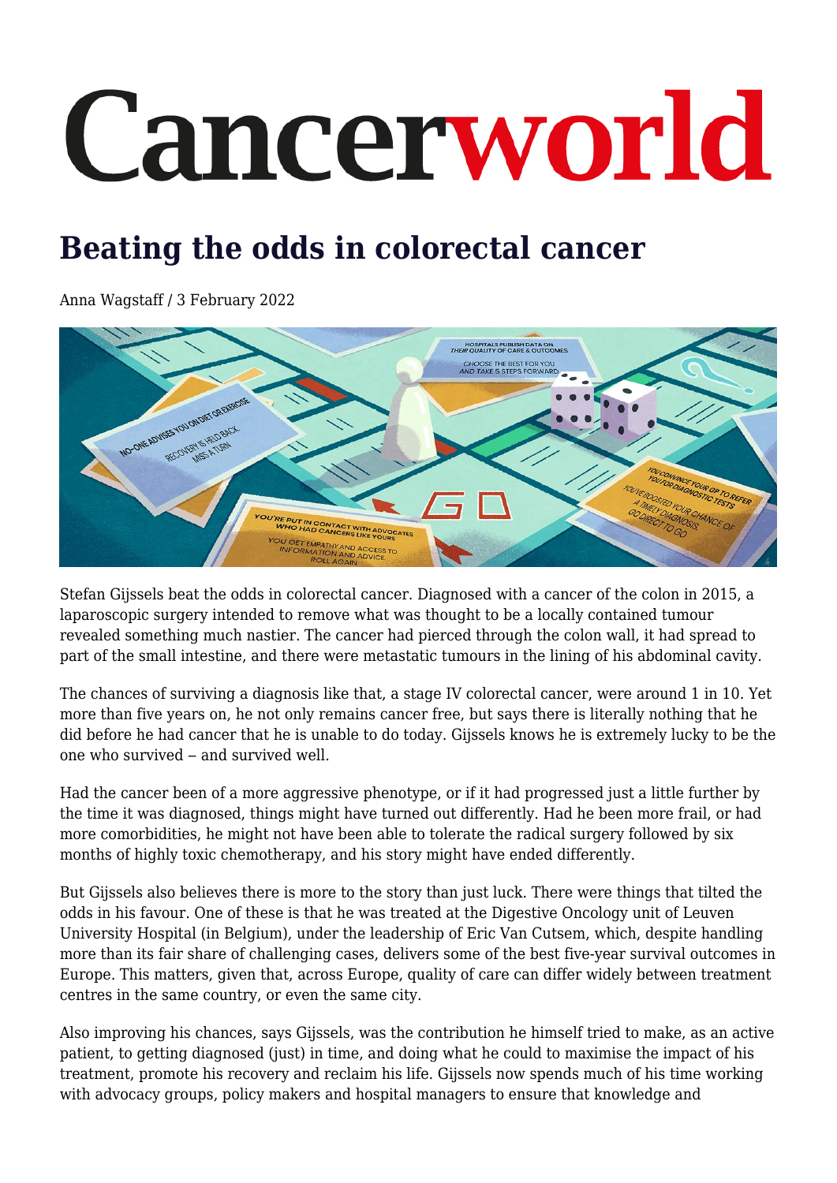# Cancerworld

# Beating the odds in colorectal cancer

Anna Wagstaff / 3 February 2022

Stefan Gijssels beat the odds in colorectal cancer. Diagnosed with a cancer of the colon in 2015, a laparoscopic surgery intended to remove what was thought to be a locally contained tumour revealed something much nastier. The cancer had pierced through the colon wall, it had spread to part of the small intestine, and there were metastatic tumours in the lining of his abdominal cavity.

The chances of surviving a diagnosis like that, a stage IV colorectal cancer, were around 1 in 10. Yet more than five years on, he not only remains cancer free, but says there is literally nothing that he did before he had cancer that he is unable to do today. Gijssels knows he is extremely lucky to be the one who survived – and survived well.

Had the cancer been of a more aggressive phenotype, or if it had progressed just a little further by the time it was diagnosed, things might have turned out differently. Had he been more frail, or had more comorbidities, he might not have been able to tolerate the radical surgery followed by six months of highly toxic chemotherapy, and his story might have ended differently.

But Gijssels also believes there is more to the story than just luck. There were things that tilted the odds in his favour. One of these is that he was treated at the Digestive Oncology unit of Leuven University Hospital (in Belgium), under the leadership of Eric Van Cutsem, which, despite handling more than its fair share of challenging cases, delivers some of the best five-year survival outcomes in Europe. This matters, given that, across Europe, quality of care can differ widely between treatment centres in the same country, or even the same city.

Also improving his chances, says Gijssels, was the contribution he himself tried to make, as an active patient, to getting diagnosed (just) in time, and doing what he could to maximise the impact of his treatment, promote his recovery and reclaim his life. Gijssels now spends much of his time working with advocacy groups, policy makers and hospital managers to ensure that knowledge and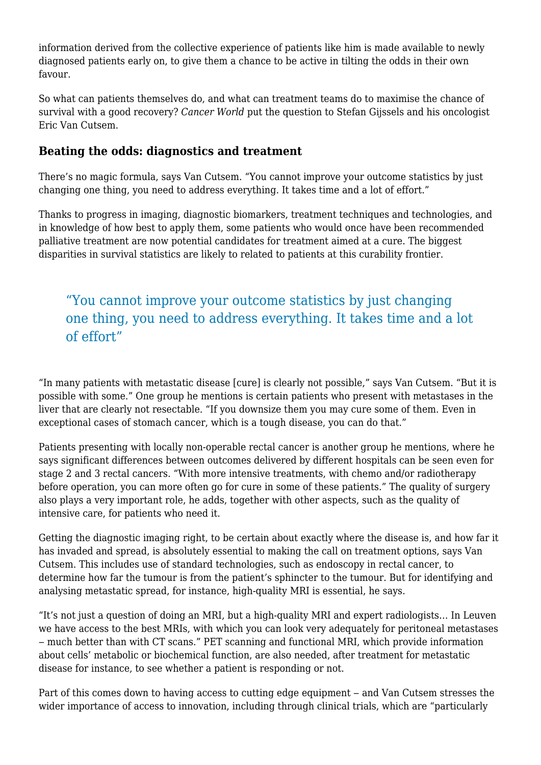information derived from the collective experience of patients like him is made available to newly diagnosed patients early on, to give them a chance to be active in tilting the odds in their own favour.

So what can patients themselves do, and what can treatment teams do to maximise the chance of survival with a good recovery? *Cancer World* put the question to Stefan Gijssels and his oncologist Eric Van Cutsem.

### Beating the odds: diagnostics and treatment

There's no magic formula, says Van Cutsem. "You cannot improve your outcome statistics by just changing one thing, you need to address everything. It takes time and a lot of effort."

Thanks to progress in imaging, diagnostic biomarkers, treatment techniques and technologies, and in knowledge of how best to apply them, some patients who would once have been recommended palliative treatment are now potential candidates for treatment aimed at a cure. The biggest disparities in survival statistics are likely to related to patients at this curability frontier.

> "You cannot improve your outcome statistics by just changing one thing, you need to address everything. It takes time and a lot of effort"

"In many patients with metastatic disease [cure] is clearly not possible," says Van Cutsem. "But it is possible with some." One group he mentions is certain patients who present with metastases in the liver that are clearly not resectable. "If you downsize them you may cure some of them. Even in exceptional cases of stomach cancer, which is a tough disease, you can do that."

Patients presenting with locally non-operable rectal cancer is another group he mentions, where he says significant differences between outcomes delivered by different hospitals can be seen even for stage 2 and 3 rectal cancers. "With more intensive treatments, with chemo and/or radiotherapy before operation, you can more often go for cure in some of these patients." The quality of surgery also plays a very important role, he adds, together with other aspects, such as the quality of intensive care, for patients who need it.

Getting the diagnostic imaging right, to be certain about exactly where the disease is, and how far it has invaded and spread, is absolutely essential to making the call on treatment options, says Van Cutsem. This includes use of standard technologies, such as endoscopy in rectal cancer, to determine how far the tumour is from the patient's sphincter to the tumour. But for identifying and analysing metastatic spread, for instance, high-quality MRI is essential, he says.

"It's not just a question of doing an MRI, but a high-quality MRI and expert radiologists… In Leuven we have access to the best MRIs, with which you can look very adequately for peritoneal metastases – much better than with CT scans." PET scanning and functional MRI, which provide information about cells' metabolic or biochemical function, are also needed, after treatment for metastatic disease for instance, to see whether a patient is responding or not.

Part of this comes down to having access to cutting edge equipment – and Van Cutsem stresses the wider importance of access to innovation, including through clinical trials, which are "particularly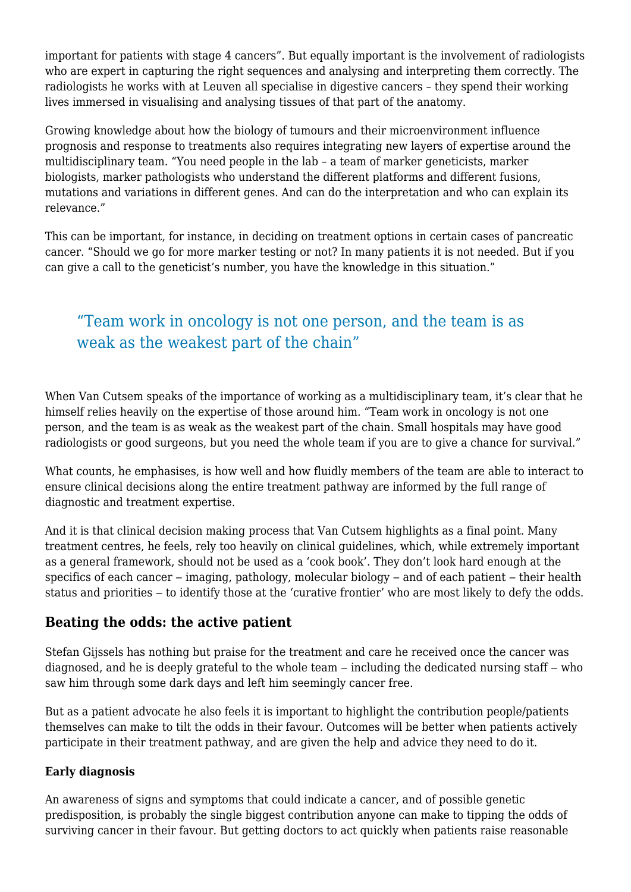important for patients with stage 4 cancers". But equally important is the involvement of radiologists who are expert in capturing the right sequences and analysing and interpreting them correctly. The radiologists he works with at Leuven all specialise in digestive cancers – they spend their working lives immersed in visualising and analysing tissues of that part of the anatomy.

Growing knowledge about how the biology of tumours and their microenvironment influence prognosis and response to treatments also requires integrating new layers of expertise around the multidisciplinary team. "You need people in the lab – a team of marker geneticists, marker biologists, marker pathologists who understand the different platforms and different fusions, mutations and variations in different genes. And can do the interpretation and who can explain its relevance."

This can be important, for instance, in deciding on treatment options in certain cases of pancreatic cancer. "Should we go for more marker testing or not? In many patients it is not needed. But if you can give a call to the geneticist's number, you have the knowledge in this situation."

> "Team work in oncology is not one person, and the team is as weak as the weakest part of the chain"

When Van Cutsem speaks of the importance of working as a multidisciplinary team, it's clear that he himself relies heavily on the expertise of those around him. "Team work in oncology is not one person, and the team is as weak as the weakest part of the chain. Small hospitals may have good radiologists or good surgeons, but you need the whole team if you are to give a chance for survival."

What counts, he emphasises, is how well and how fluidly members of the team are able to interact to ensure clinical decisions along the entire treatment pathway are informed by the full range of diagnostic and treatment expertise.

And it is that clinical decision making process that Van Cutsem highlights as a final point. Many treatment centres, he feels, rely too heavily on clinical guidelines, which, while extremely important as a general framework, should not be used as a 'cook book'. They don't look hard enough at the specifics of each cancer – imaging, pathology, molecular biology – and of each patient – their health status and priorities – to identify those at the 'curative frontier' who are most likely to defy the odds.

## Beating the odds: the active patient

Stefan Gijssels has nothing but praise for the treatment and care he received once the cancer was diagnosed, and he is deeply grateful to the whole team – including the dedicated nursing staff – who saw him through some dark days and left him seemingly cancer free.

But as a patient advocate he also feels it is important to highlight the contribution people/patients themselves can make to tilt the odds in their favour. Outcomes will be better when patients actively participate in their treatment pathway, and are given the help and advice they need to do it.

### Early diagnosis

An awareness of signs and symptoms that could indicate a cancer, and of possible genetic predisposition, is probably the single biggest contribution anyone can make to tipping the odds of surviving cancer in their favour. But getting doctors to act quickly when patients raise reasonable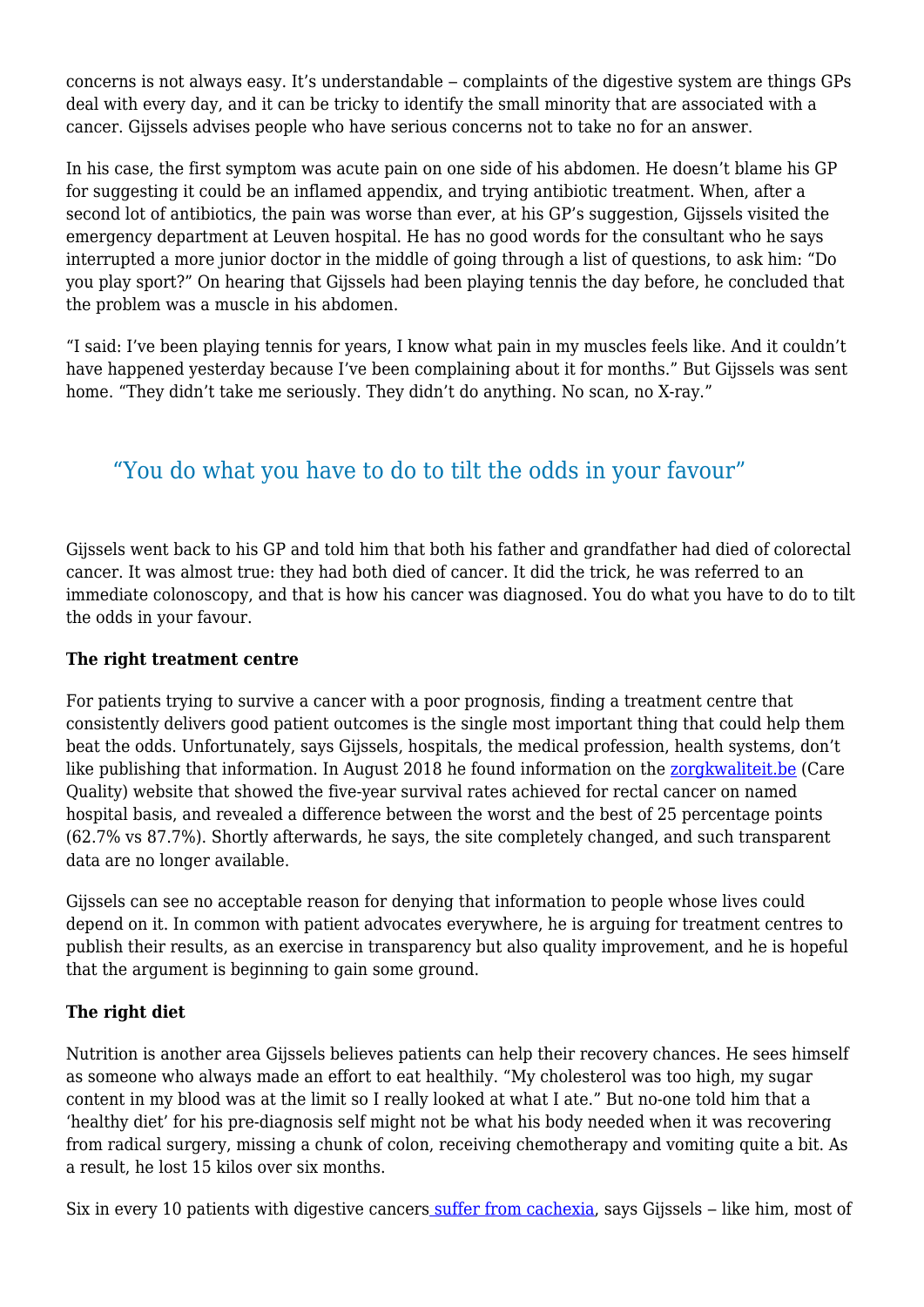concerns is not always easy. It's understandable – complaints of the digestive system are things GPs deal with every day, and it can be tricky to identify the small minority that are associated with a cancer. Gijssels advises people who have serious concerns not to take no for an answer.

In his case, the first symptom was acute pain on one side of his abdomen. He doesn't blame his GP for suggesting it could be an inflamed appendix, and trying antibiotic treatment. When, after a second lot of antibiotics, the pain was worse than ever, at his GP's suggestion, Gijssels visited the emergency department at Leuven hospital. He has no good words for the consultant who he says interrupted a more junior doctor in the middle of going through a list of questions, to ask him: "Do you play sport?" On hearing that Gijssels had been playing tennis the day before, he concluded that the problem was a muscle in his abdomen.

"I said: I've been playing tennis for years, I know what pain in my muscles feels like. And it couldn't have happened yesterday because I've been complaining about it for months." But Gijssels was sent home. "They didn't take me seriously. They didn't do anything. No scan, no X-ray."

> "You do what you have to do to tilt the odds in your favour"

Gijssels went back to his GP and told him that both his father and grandfather had died of colorectal cancer. It was almost true: they had both died of cancer. It did the trick, he was referred to an immediate colonoscopy, and that is how his cancer was diagnosed. You do what you have to do to tilt the odds in your favour.

**The right treatment centre**

For patients trying to survive a cancer with a poor prognosis, finding a treatment centre that consistently delivers good patient outcomes is the single most important thing that could help them beat the odds. Unfortunately, says Gijssels, hospitals, the medical profession, health systems, don't like publishing that information. In August 2018 he found information on the zorgkwaliteit.be (Care Quality) website that showed the five-year survival rates achieved for rectal cancer on named hospital basis, and revealed a difference between the worst and the best of 25 percentage points (62.7% vs 87.7%). Shortly afterwards, he says, the site completely changed, and such transparent data are no longer available.

Gijssels can see no acceptable reason for denying that information to people whose lives could depend on it. In common with patient advocates everywhere, he is arguing for treatment centres to publish their results, as an exercise in transparency but also quality improvement, and he is hopeful that the argument is beginning to gain some ground.

**The right diet**

Nutrition is another area Gijssels believes patients can help their recovery chances. He sees himself as someone who always made an effort to eat healthily. "My cholesterol was too high, my sugar content in my blood was at the limit so I really looked at what I ate." But no-one told him that a 'healthy diet' for his pre-diagnosis self might not be what his body needed when it was recovering from radical surgery, missing a chunk of colon, receiving chemotherapy and vomiting quite a bit. As a result, he lost 15 kilos over six months.

Six in every 10 patients with digestive cancers suffer from cachexia, says Gijssels – like him, most of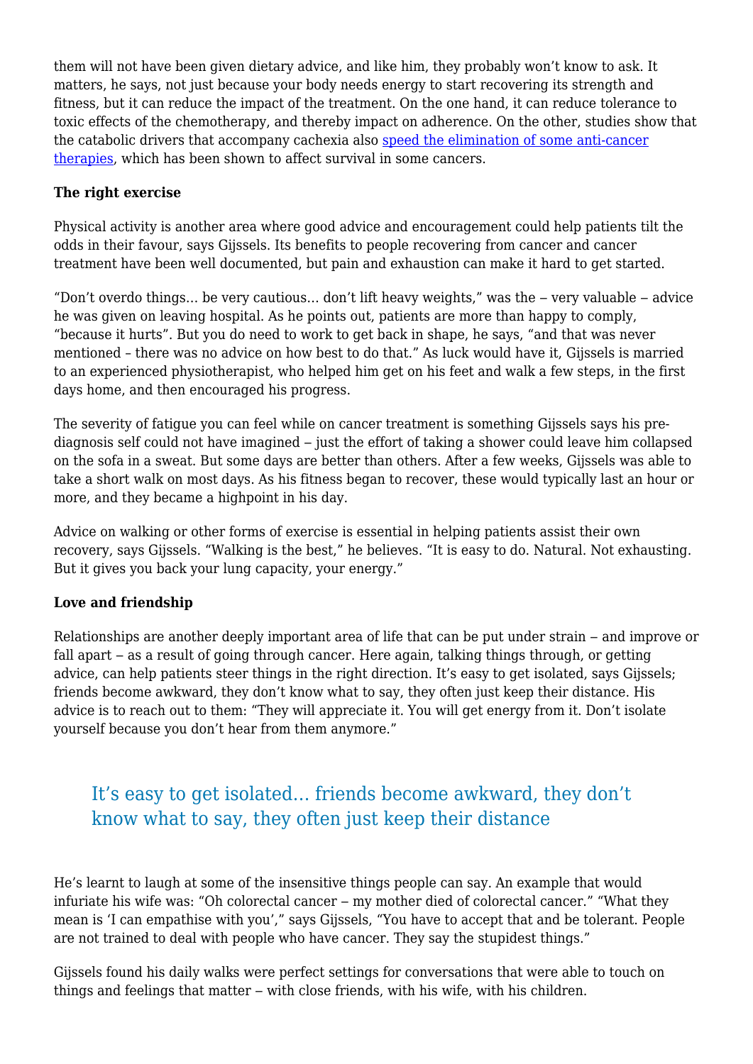them will not have been given dietary advice, and like him, they probably won't know to ask. It matters, he says, not just because your body needs energy to start recovering its strength and fitness, but it can reduce the impact of the treatment. On the one hand, it can reduce tolerance to toxic effects of the chemotherapy, and thereby impact on adherence. On the other, studies show that the catabolic drivers that accompany cachexia also speed the elimination of some anti-cancer therapies, which has been shown to affect survival in some cancers.

**The right exercise**

Physical activity is another area where good advice and encouragement could help patients tilt the odds in their favour, says Gijssels. Its benefits to people recovering from cancer and cancer treatment have been well documented, but pain and exhaustion can make it hard to get started.

"Don't overdo things… be very cautious… don't lift heavy weights," was the – very valuable – advice he was given on leaving hospital. As he points out, patients are more than happy to comply, "because it hurts". But you do need to work to get back in shape, he says, "and that was never mentioned – there was no advice on how best to do that." As luck would have it, Gijssels is married to an experienced physiotherapist, who helped him get on his feet and walk a few steps, in the first days home, and then encouraged his progress.

The severity of fatigue you can feel while on cancer treatment is something Gijssels says his pre-diagnosis self could not have imagined – just the effort of taking a shower could leave him collapsed on the sofa in a sweat. But some days are better than others. After a few weeks, Gijssels was able to take a short walk on most days. As his fitness began to recover, these would typically last an hour or more, and they became a highpoint in his day.

Advice on walking or other forms of exercise is essential in helping patients assist their own recovery, says Gijssels. "Walking is the best," he believes. "It is easy to do. Natural. Not exhausting. But it gives you back your lung capacity, your energy."

**Love and friendship**

Relationships are another deeply important area of life that can be put under strain – and improve or fall apart – as a result of going through cancer. Here again, talking things through, or getting advice, can help patients steer things in the right direction. It's easy to get isolated, says Gijssels; friends become awkward, they don't know what to say, they often just keep their distance. His advice is to reach out to them: "They will appreciate it. You will get energy from it. Don't isolate yourself because you don't hear from them anymore."

> It's easy to get isolated… friends become awkward, they don't know what to say, they often just keep their distance

He's learnt to laugh at some of the insensitive things people can say. An example that would infuriate his wife was: "Oh colorectal cancer – my mother died of colorectal cancer." "What they mean is 'I can empathise with you'," says Gijssels, "You have to accept that and be tolerant. People are not trained to deal with people who have cancer. They say the stupidest things."

Gijssels found his daily walks were perfect settings for conversations that were able to touch on things and feelings that matter – with close friends, with his wife, with his children.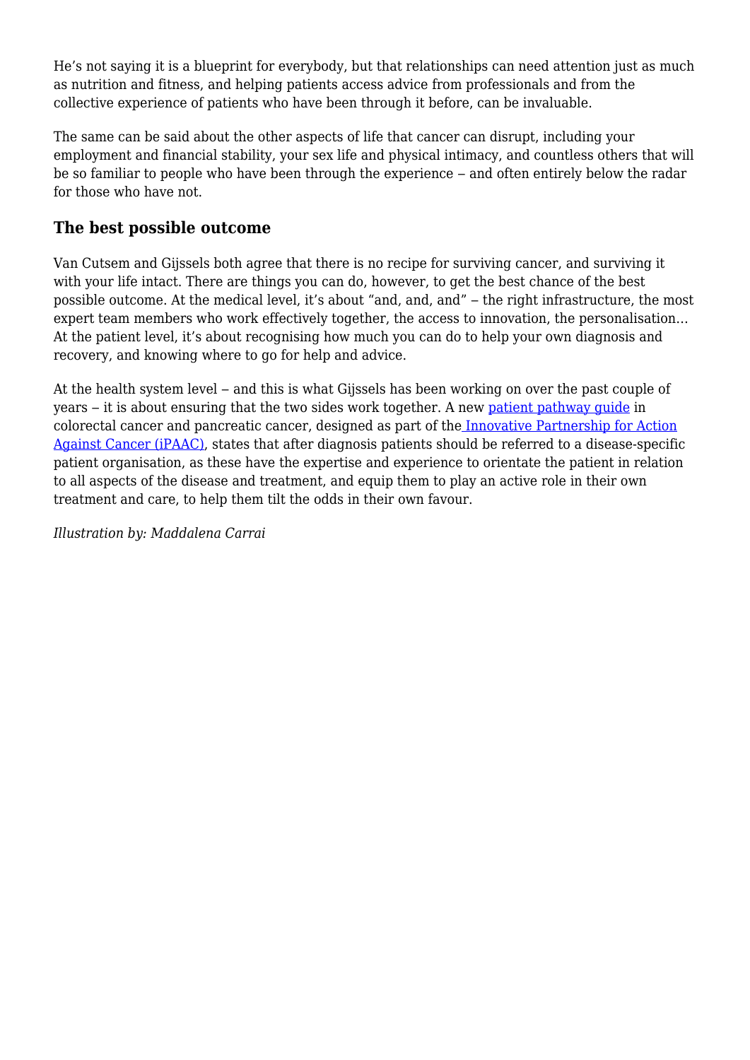He’s not saying it is a blueprint for everybody, but that relationships can need attention just as much as nutrition and fitness, and helping patients access advice from professionals and from the collective experience of patients who have been through it before, can be invaluable.

The same can be said about the other aspects of life that cancer can disrupt, including your employment and financial stability, your sex life and physical intimacy, and countless others that will be so familiar to people who have been through the experience – and often entirely below the radar for those who have not.

## The best possible outcome

Van Cutsem and Gijssels both agree that there is no recipe for surviving cancer, and surviving it with your life intact. There are things you can do, however, to get the best chance of the best possible outcome. At the medical level, it’s about “and, and, and” – the right infrastructure, the most expert team members who work effectively together, the access to innovation, the personalisation… At the patient level, it’s about recognising how much you can do to help your own diagnosis and recovery, and knowing where to go for help and advice.

At the health system level – and this is what Gijssels has been working on over the past couple of years – it is about ensuring that the two sides work together. A new patient pathway guide in colorectal cancer and pancreatic cancer, designed as part of the Innovative Partnership for Action Against Cancer (iPAAC), states that after diagnosis patients should be referred to a disease-specific patient organisation, as these have the expertise and experience to orientate the patient in relation to all aspects of the disease and treatment, and equip them to play an active role in their own treatment and care, to help them tilt the odds in their own favour.

*Illustration by: Maddalena Carrai*